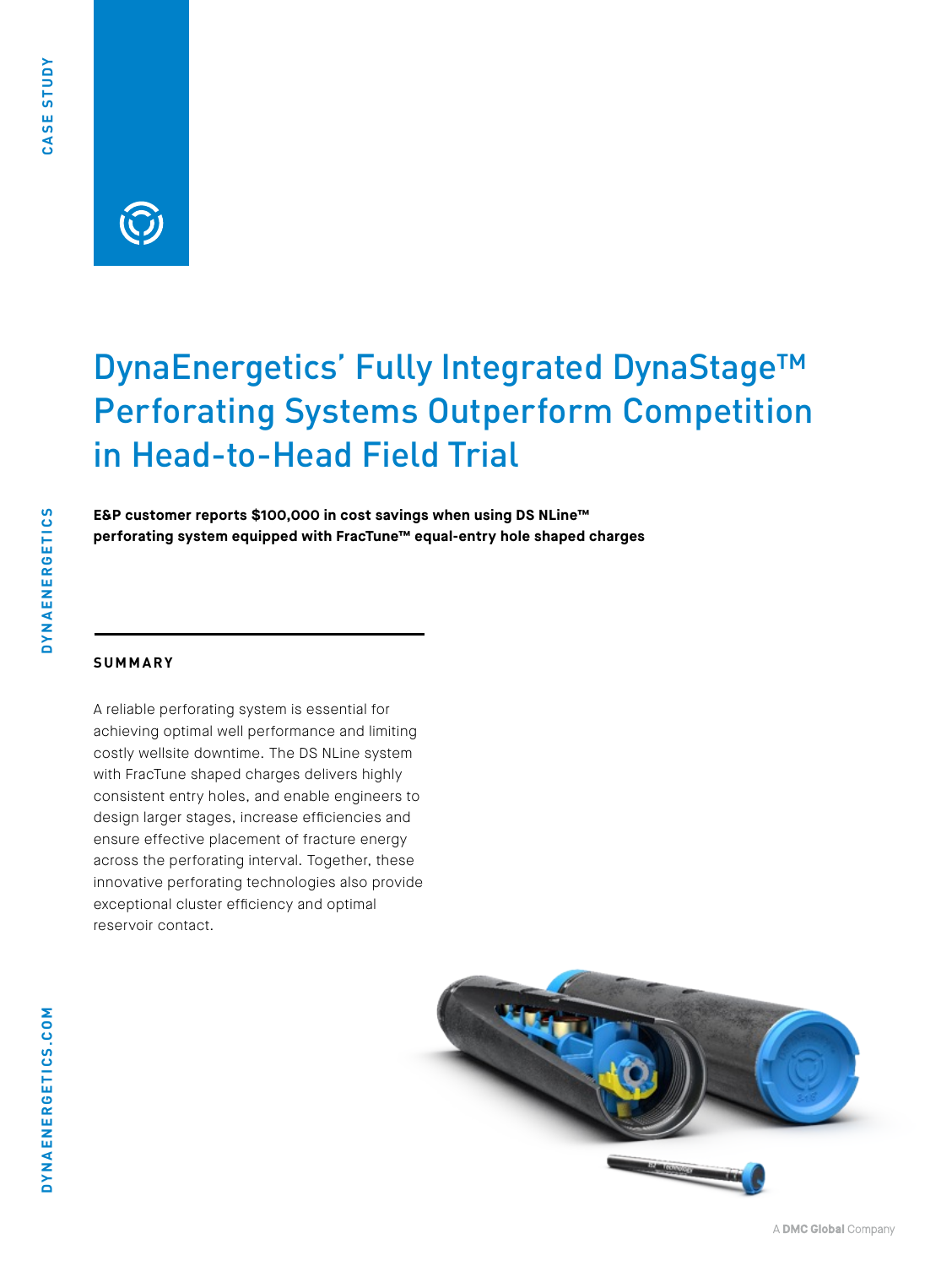# DynaEnergetics' Fully Integrated DynaStage™ Perforating Systems Outperform Competition in Head-to-Head Field Trial

**E&P customer reports $100,000 in cost savings when using DS NLine™ perforating system equipped with FracTune™ equal-entry hole shaped charges**

## SUMMARY

A reliable perforating system is essential for achieving optimal well performance and limiting costly wellsite downtime. The DS NLine system with FracTune shaped charges delivers highly consistent entry holes, and enable engineers to design larger stages, increase efficiencies and ensure effective placement of fracture energy across the perforating interval. Together, these innovative perforating technologies also provide exceptional cluster efficiency and optimal reservoir contact.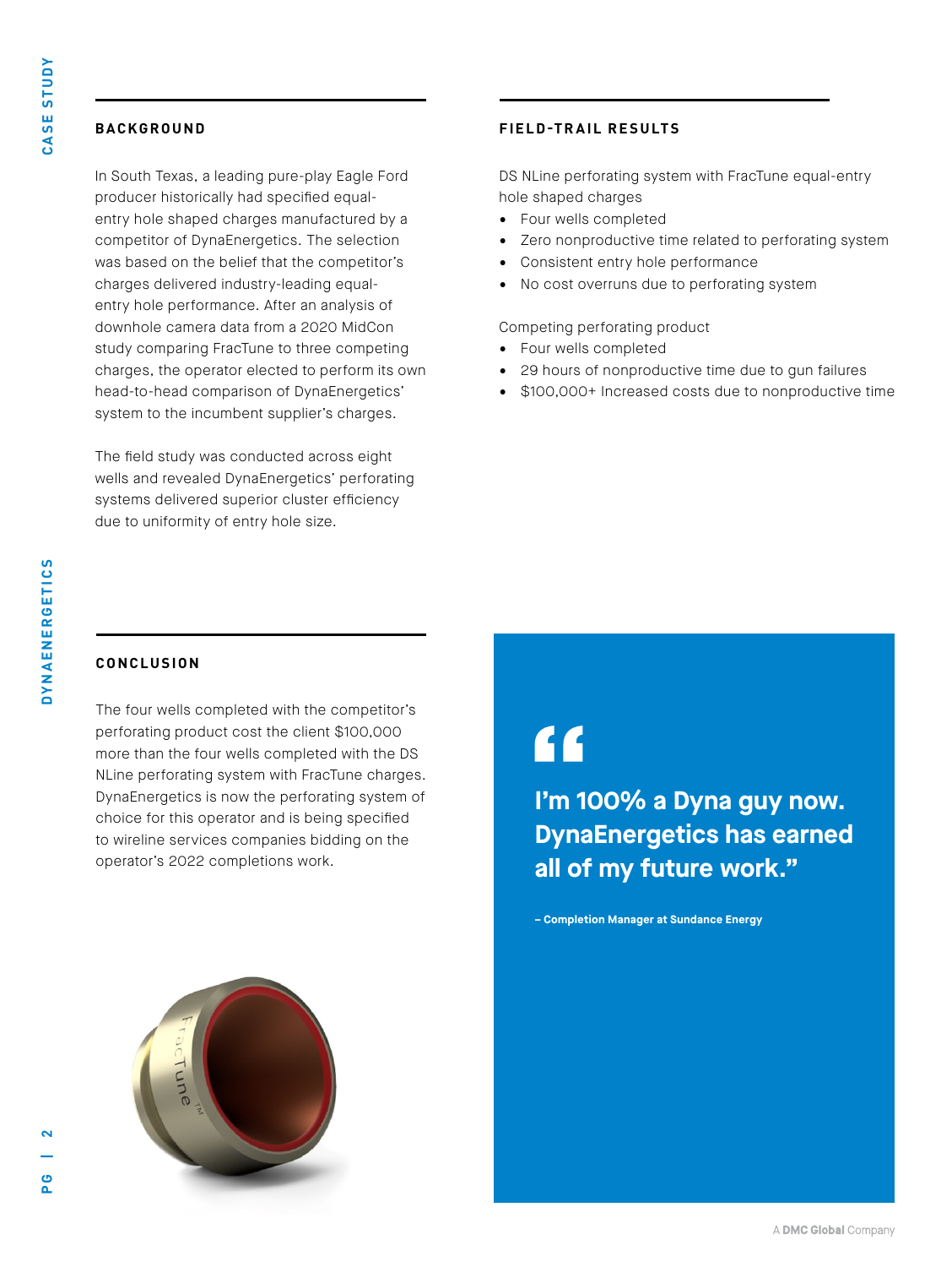## BACKGROUND

In South Texas, a leading pure-play Eagle Ford producer historically had specified equal-entry hole shaped charges manufactured by a competitor of DynaEnergetics. The selection was based on the belief that the competitor's charges delivered industry-leading equal-entry hole performance. After an analysis of downhole camera data from a 2020 MidCon study comparing FracTune to three competing charges, the operator elected to perform its own head-to-head comparison of DynaEnergetics' system to the incumbent supplier's charges.

The field study was conducted across eight wells and revealed DynaEnergetics' perforating systems delivered superior cluster efficiency due to uniformity of entry hole size.

## FIELD-TRAIL RESULTS

DS NLine perforating system with FracTune equal-entry hole shaped charges

- Four wells completed
- Zero nonproductive time related to perforating system
- Consistent entry hole performance
- No cost overruns due to perforating system

Competing perforating product

- Four wells completed
- 29 hours of nonproductive time due to gun failures
- $100,000+ Increased costs due to nonproductive time

## CONCLUSION

The four wells completed with the competitor's perforating product cost the client $100,000 more than the four wells completed with the DS NLine perforating system with FracTune charges. DynaEnergetics is now the perforating system of choice for this operator and is being specified to wireline services companies bidding on the operator's 2022 completions work.

> **"I'm 100% a Dyna guy now. DynaEnergetics has earned all of my future work."**
>
> **– Completion Manager at Sundance Energy**